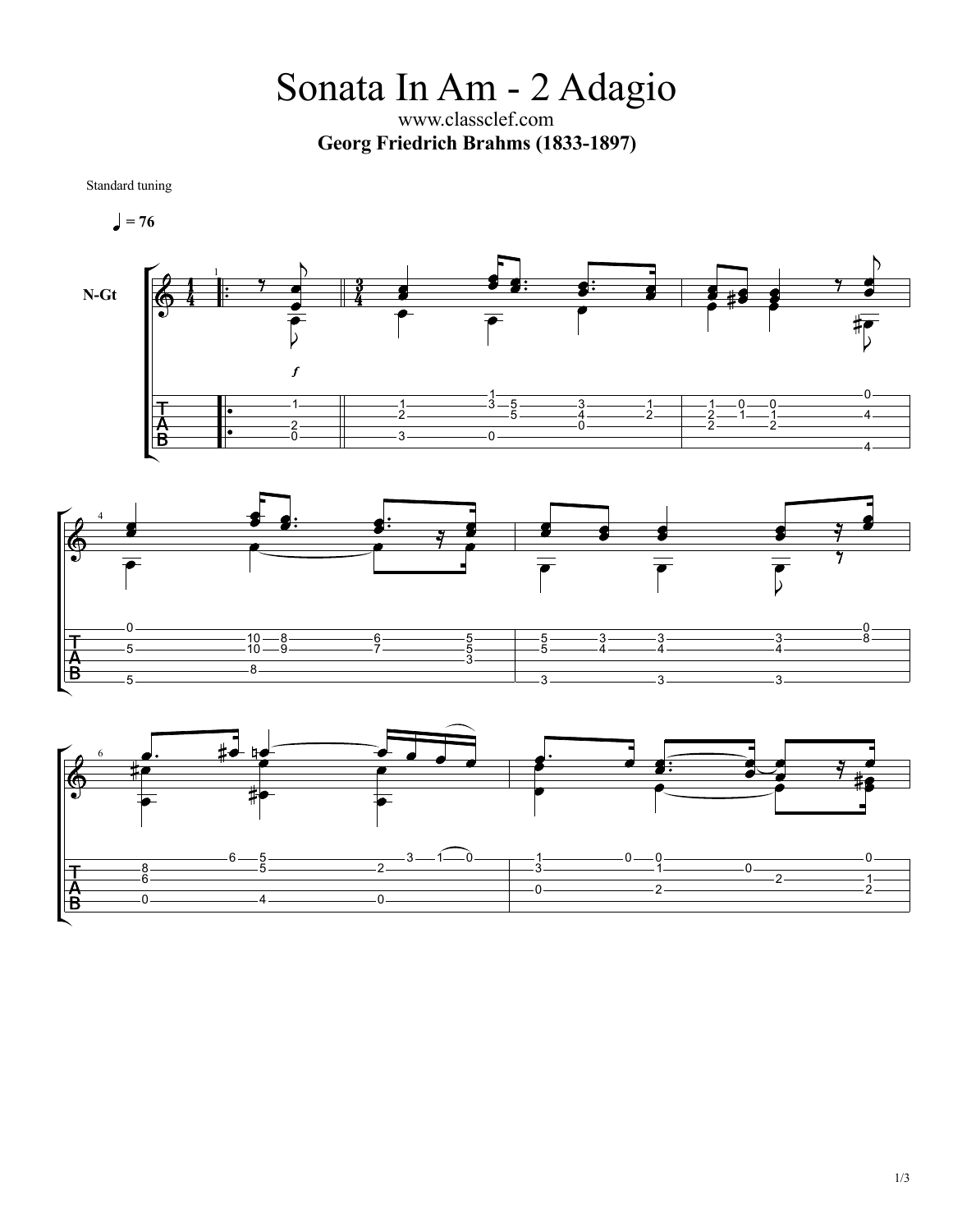# Sonata In Am - 2 Adagio

www.classclef.com

**Georg Friedrich Brahms (1833-1897)**

Standard tuning

♩ = 76

N-Gt